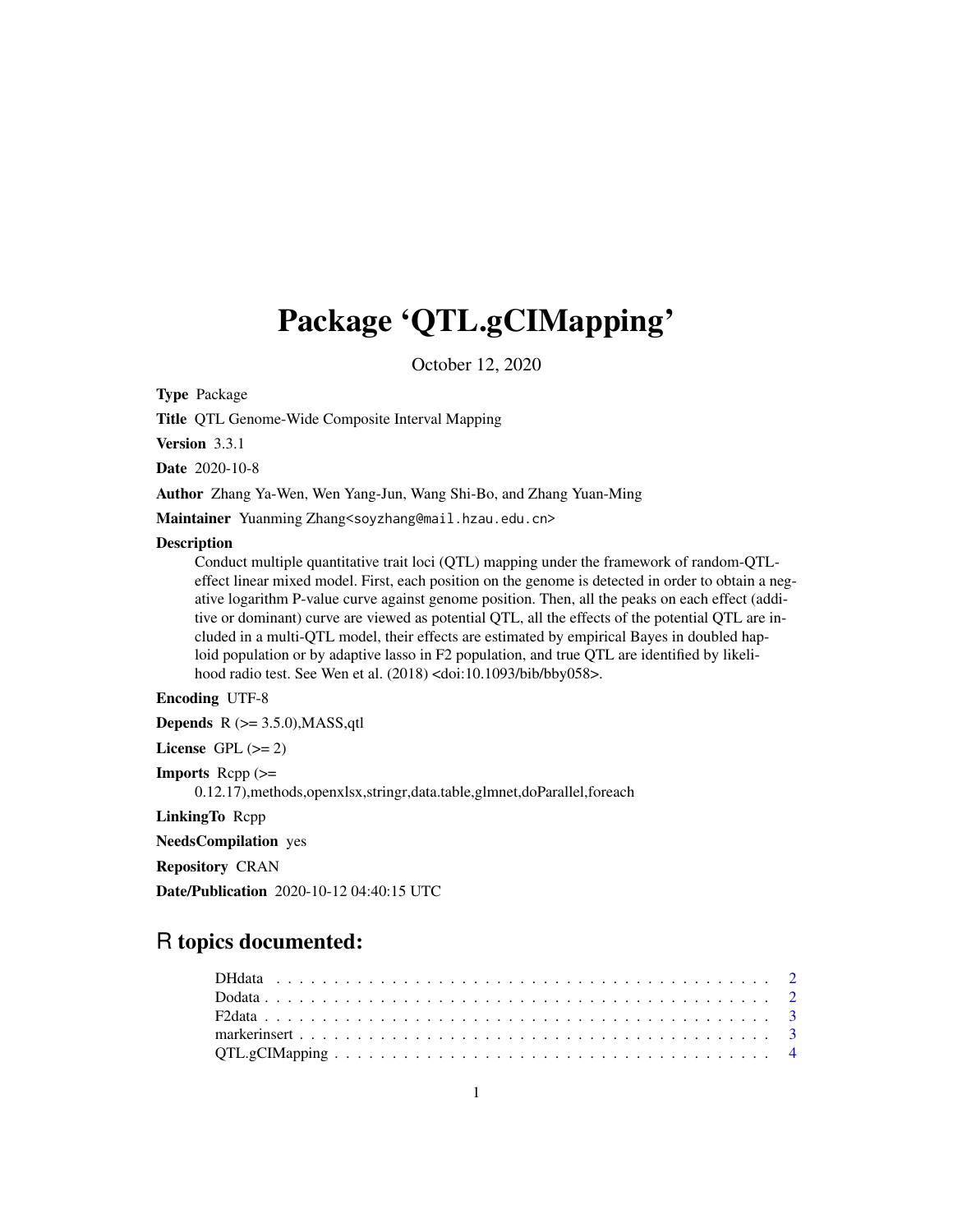# Package 'QTL.gCIMapping'

October 12, 2020

**Type** Package

**Title** QTL Genome-Wide Composite Interval Mapping

**Version** 3.3.1

**Date** 2020-10-8

**Author** Zhang Ya-Wen, Wen Yang-Jun, Wang Shi-Bo, and Zhang Yuan-Ming

**Maintainer** Yuanming Zhang<soyzhang@mail.hzau.edu.cn>

**Description**

Conduct multiple quantitative trait loci (QTL) mapping under the framework of random-QTL-effect linear mixed model. First, each position on the genome is detected in order to obtain a negative logarithm P-value curve against genome position. Then, all the peaks on each effect (additive or dominant) curve are viewed as potential QTL, all the effects of the potential QTL are included in a multi-QTL model, their effects are estimated by empirical Bayes in doubled haploid population or by adaptive lasso in F2 population, and true QTL are identified by likelihood radio test. See Wen et al. (2018) <doi:10.1093/bib/bby058>.

**Encoding** UTF-8

**Depends** R (>= 3.5.0),MASS,qtl

**License** GPL (>= 2)

**Imports** Rcpp (>= 0.12.17),methods,openxlsx,stringr,data.table,glmnet,doParallel,foreach

**LinkingTo** Rcpp

**NeedsCompilation** yes

**Repository** CRAN

**Date/Publication** 2020-10-12 04:40:15 UTC

## R topics documented:

- DHdata . . . . . . . . . . 2
- Dodata . . . . . . . . . . 2
- F2data . . . . . . . . . . 3
- markerinsert . . . . . . . . . . 3
- QTL.gCIMapping . . . . . . . . . . 4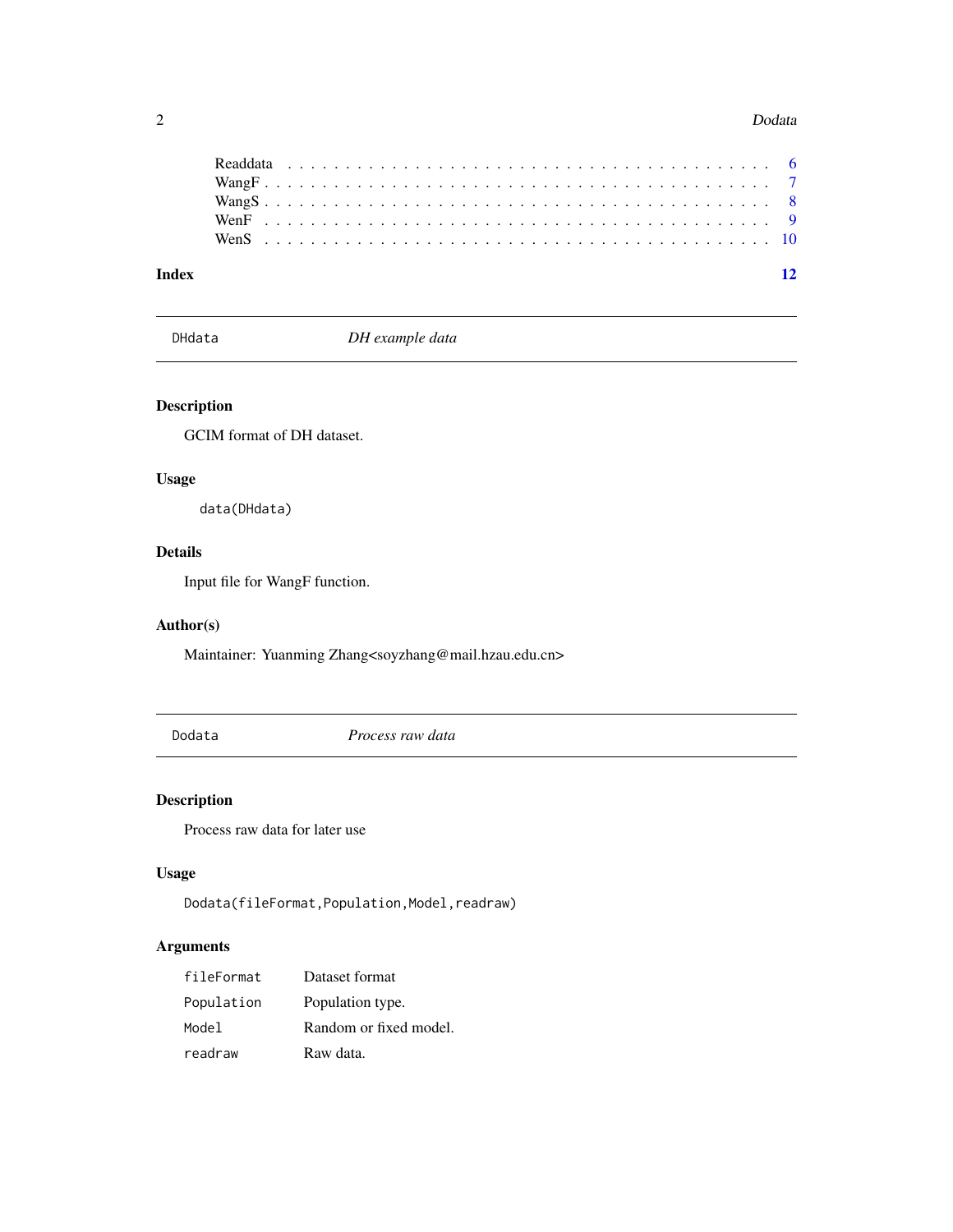Readdata . . . . . . . . . . . . . . . . . . . . . . . . . . . . . . . . . . . . . . 6
WangF . . . . . . . . . . . . . . . . . . . . . . . . . . . . . . . . . . . . . . . 7
WangS . . . . . . . . . . . . . . . . . . . . . . . . . . . . . . . . . . . . . . . 8
WenF . . . . . . . . . . . . . . . . . . . . . . . . . . . . . . . . . . . . . . . . 9
WenS . . . . . . . . . . . . . . . . . . . . . . . . . . . . . . . . . . . . . . . . 10

**Index** **12**

---

## DHdata — *DH example data*

### Description

GCIM format of DH dataset.

### Usage

```
data(DHdata)
```

### Details

Input file for WangF function.

### Author(s)

Maintainer: Yuanming Zhang<soyzhang@mail.hzau.edu.cn>

---

## Dodata — *Process raw data*

### Description

Process raw data for later use

### Usage

```
Dodata(fileFormat,Population,Model,readraw)
```

### Arguments

| | |
|---|---|
| fileFormat | Dataset format |
| Population | Population type. |
| Model | Random or fixed model. |
| readraw | Raw data. |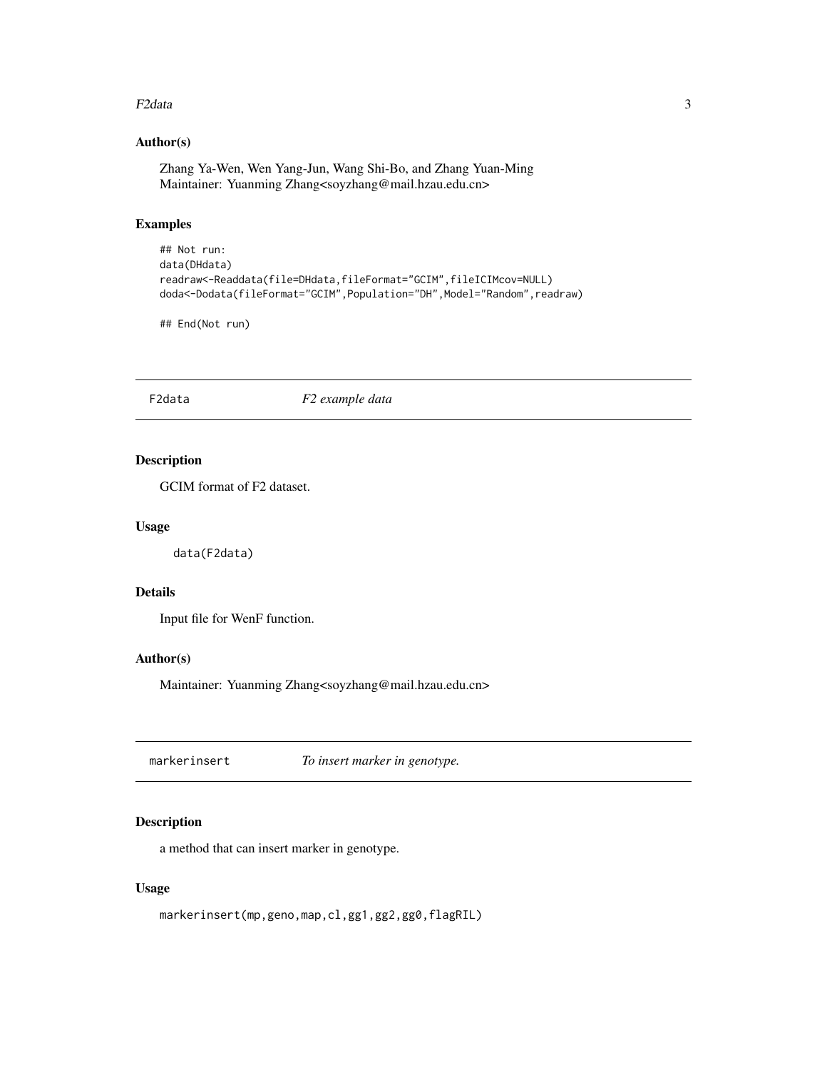## Author(s)

Zhang Ya-Wen, Wen Yang-Jun, Wang Shi-Bo, and Zhang Yuan-Ming
Maintainer: Yuanming Zhang<soyzhang@mail.hzau.edu.cn>

## Examples

```
## Not run:
data(DHdata)
readraw<-Readdata(file=DHdata,fileFormat="GCIM",fileICIMcov=NULL)
doda<-Dodata(fileFormat="GCIM",Population="DH",Model="Random",readraw)

## End(Not run)
```

# F2data *F2 example data*

## Description

GCIM format of F2 dataset.

## Usage

```
data(F2data)
```

## Details

Input file for WenF function.

## Author(s)

Maintainer: Yuanming Zhang<soyzhang@mail.hzau.edu.cn>

# markerinsert *To insert marker in genotype.*

## Description

a method that can insert marker in genotype.

## Usage

```
markerinsert(mp,geno,map,cl,gg1,gg2,gg0,flagRIL)
```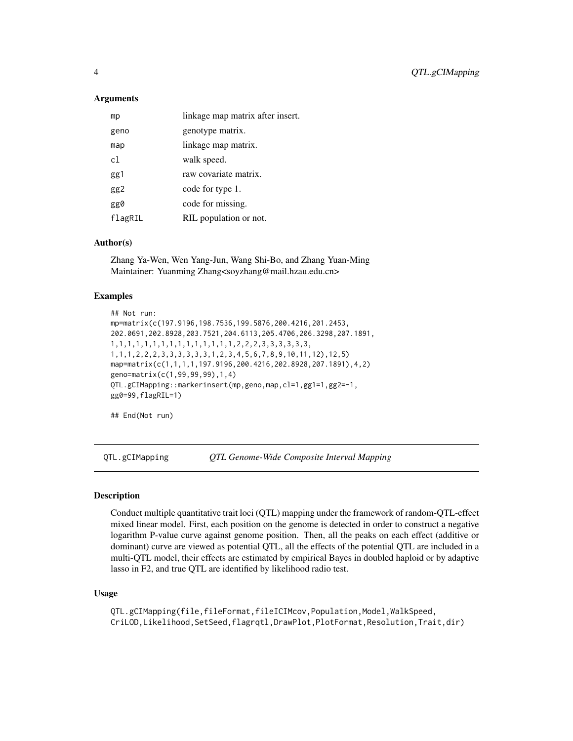### Arguments

| | |
|---|---|
| mp | linkage map matrix after insert. |
| geno | genotype matrix. |
| map | linkage map matrix. |
| cl | walk speed. |
| gg1 | raw covariate matrix. |
| gg2 | code for type 1. |
| gg0 | code for missing. |
| flagRIL | RIL population or not. |

### Author(s)

Zhang Ya-Wen, Wen Yang-Jun, Wang Shi-Bo, and Zhang Yuan-Ming
Maintainer: Yuanming Zhang<soyzhang@mail.hzau.edu.cn>

### Examples

```
## Not run:
mp=matrix(c(197.9196,198.7536,199.5876,200.4216,201.2453,
202.0691,202.8928,203.7521,204.6113,205.4706,206.3298,207.1891,
1,1,1,1,1,1,1,1,1,1,1,1,1,1,1,2,2,2,3,3,3,3,3,3,
1,1,1,2,2,2,3,3,3,3,3,3,1,2,3,4,5,6,7,8,9,10,11,12),12,5)
map=matrix(c(1,1,1,1,197.9196,200.4216,202.8928,207.1891),4,2)
geno=matrix(c(1,99,99,99),1,4)
QTL.gCIMapping::markerinsert(mp,geno,map,cl=1,gg1=1,gg2=-1,
gg0=99,flagRIL=1)

## End(Not run)
```

---

## QTL.gCIMapping — *QTL Genome-Wide Composite Interval Mapping*

### Description

Conduct multiple quantitative trait loci (QTL) mapping under the framework of random-QTL-effect mixed linear model. First, each position on the genome is detected in order to construct a negative logarithm P-value curve against genome position. Then, all the peaks on each effect (additive or dominant) curve are viewed as potential QTL, all the effects of the potential QTL are included in a multi-QTL model, their effects are estimated by empirical Bayes in doubled haploid or by adaptive lasso in F2, and true QTL are identified by likelihood radio test.

### Usage

```
QTL.gCIMapping(file,fileFormat,fileICIMcov,Population,Model,WalkSpeed,
CriLOD,Likelihood,SetSeed,flagrqtl,DrawPlot,PlotFormat,Resolution,Trait,dir)
```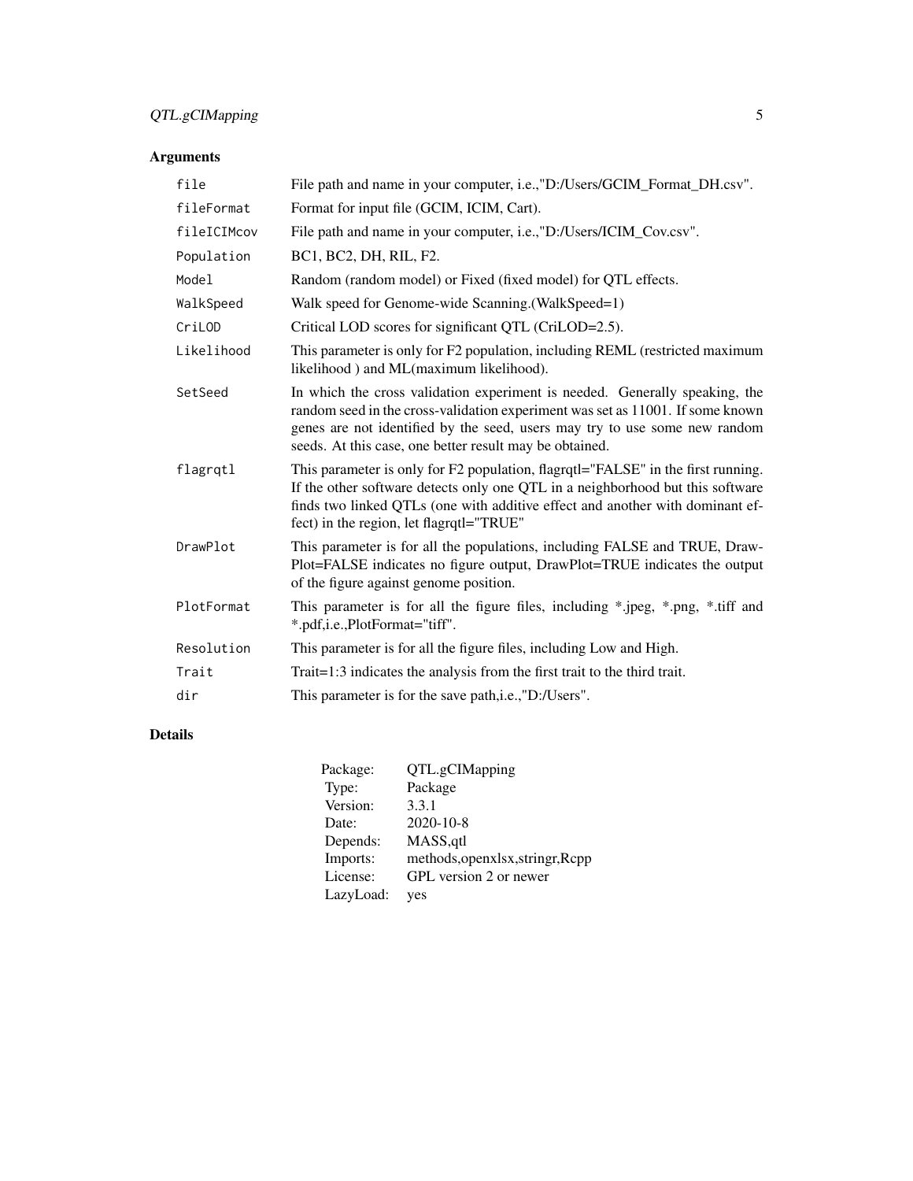## Arguments

| | |
|---|---|
| `file` | File path and name in your computer, i.e.,"D:/Users/GCIM_Format_DH.csv". |
| `fileFormat` | Format for input file (GCIM, ICIM, Cart). |
| `fileICIMcov` | File path and name in your computer, i.e.,"D:/Users/ICIM_Cov.csv". |
| `Population` | BC1, BC2, DH, RIL, F2. |
| `Model` | Random (random model) or Fixed (fixed model) for QTL effects. |
| `WalkSpeed` | Walk speed for Genome-wide Scanning.(WalkSpeed=1) |
| `CriLOD` | Critical LOD scores for significant QTL (CriLOD=2.5). |
| `Likelihood` | This parameter is only for F2 population, including REML (restricted maximum likelihood ) and ML(maximum likelihood). |
| `SetSeed` | In which the cross validation experiment is needed. Generally speaking, the random seed in the cross-validation experiment was set as 11001. If some known genes are not identified by the seed, users may try to use some new random seeds. At this case, one better result may be obtained. |
| `flagrqtl` | This parameter is only for F2 population, flagrqtl="FALSE" in the first running. If the other software detects only one QTL in a neighborhood but this software finds two linked QTLs (one with additive effect and another with dominant effect) in the region, let flagrqtl="TRUE" |
| `DrawPlot` | This parameter is for all the populations, including FALSE and TRUE, DrawPlot=FALSE indicates no figure output, DrawPlot=TRUE indicates the output of the figure against genome position. |
| `PlotFormat` | This parameter is for all the figure files, including *.jpeg, *.png, *.tiff and *.pdf,i.e.,PlotFormat="tiff". |
| `Resolution` | This parameter is for all the figure files, including Low and High. |
| `Trait` | Trait=1:3 indicates the analysis from the first trait to the third trait. |
| `dir` | This parameter is for the save path,i.e.,"D:/Users". |

## Details

| | |
|---|---|
| Package: | QTL.gCIMapping |
| Type: | Package |
| Version: | 3.3.1 |
| Date: | 2020-10-8 |
| Depends: | MASS,qtl |
| Imports: | methods,openxlsx,stringr,Rcpp |
| License: | GPL version 2 or newer |
| LazyLoad: | yes |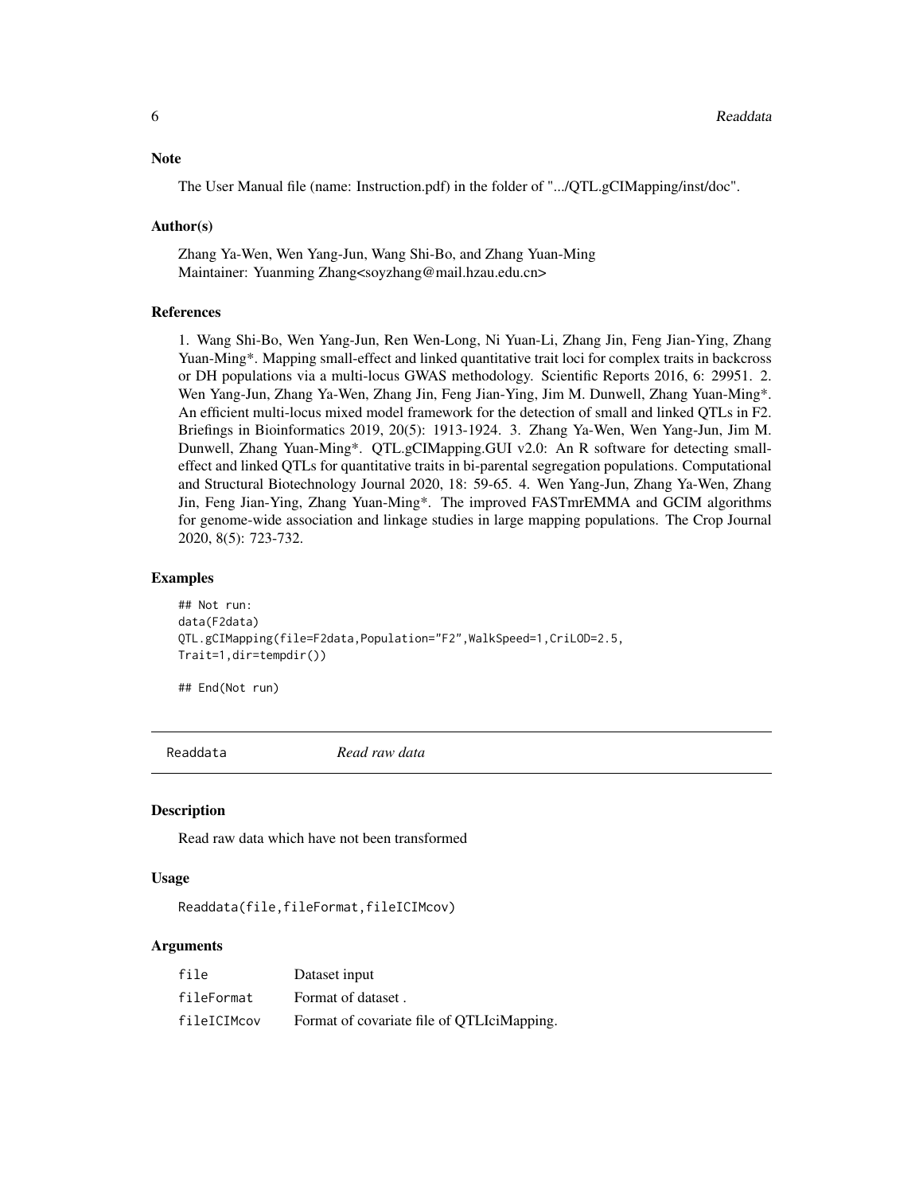### Note

The User Manual file (name: Instruction.pdf) in the folder of ".../QTL.gCIMapping/inst/doc".

### Author(s)

Zhang Ya-Wen, Wen Yang-Jun, Wang Shi-Bo, and Zhang Yuan-Ming
Maintainer: Yuanming Zhang<soyzhang@mail.hzau.edu.cn>

### References

1. Wang Shi-Bo, Wen Yang-Jun, Ren Wen-Long, Ni Yuan-Li, Zhang Jin, Feng Jian-Ying, Zhang Yuan-Ming*. Mapping small-effect and linked quantitative trait loci for complex traits in backcross or DH populations via a multi-locus GWAS methodology. Scientific Reports 2016, 6: 29951. 2. Wen Yang-Jun, Zhang Ya-Wen, Zhang Jin, Feng Jian-Ying, Jim M. Dunwell, Zhang Yuan-Ming*. An efficient multi-locus mixed model framework for the detection of small and linked QTLs in F2. Briefings in Bioinformatics 2019, 20(5): 1913-1924. 3. Zhang Ya-Wen, Wen Yang-Jun, Jim M. Dunwell, Zhang Yuan-Ming*. QTL.gCIMapping.GUI v2.0: An R software for detecting small-effect and linked QTLs for quantitative traits in bi-parental segregation populations. Computational and Structural Biotechnology Journal 2020, 18: 59-65. 4. Wen Yang-Jun, Zhang Ya-Wen, Zhang Jin, Feng Jian-Ying, Zhang Yuan-Ming*. The improved FASTmrEMMA and GCIM algorithms for genome-wide association and linkage studies in large mapping populations. The Crop Journal 2020, 8(5): 723-732.

### Examples

```
## Not run:
data(F2data)
QTL.gCIMapping(file=F2data,Population="F2",WalkSpeed=1,CriLOD=2.5,
Trait=1,dir=tempdir())

## End(Not run)
```

---

## Readdata *Read raw data*

### Description

Read raw data which have not been transformed

### Usage

```
Readdata(file,fileFormat,fileICIMcov)
```

### Arguments

| | |
|---|---|
| file | Dataset input |
| fileFormat | Format of dataset . |
| fileICIMcov | Format of covariate file of QTLIciMapping. |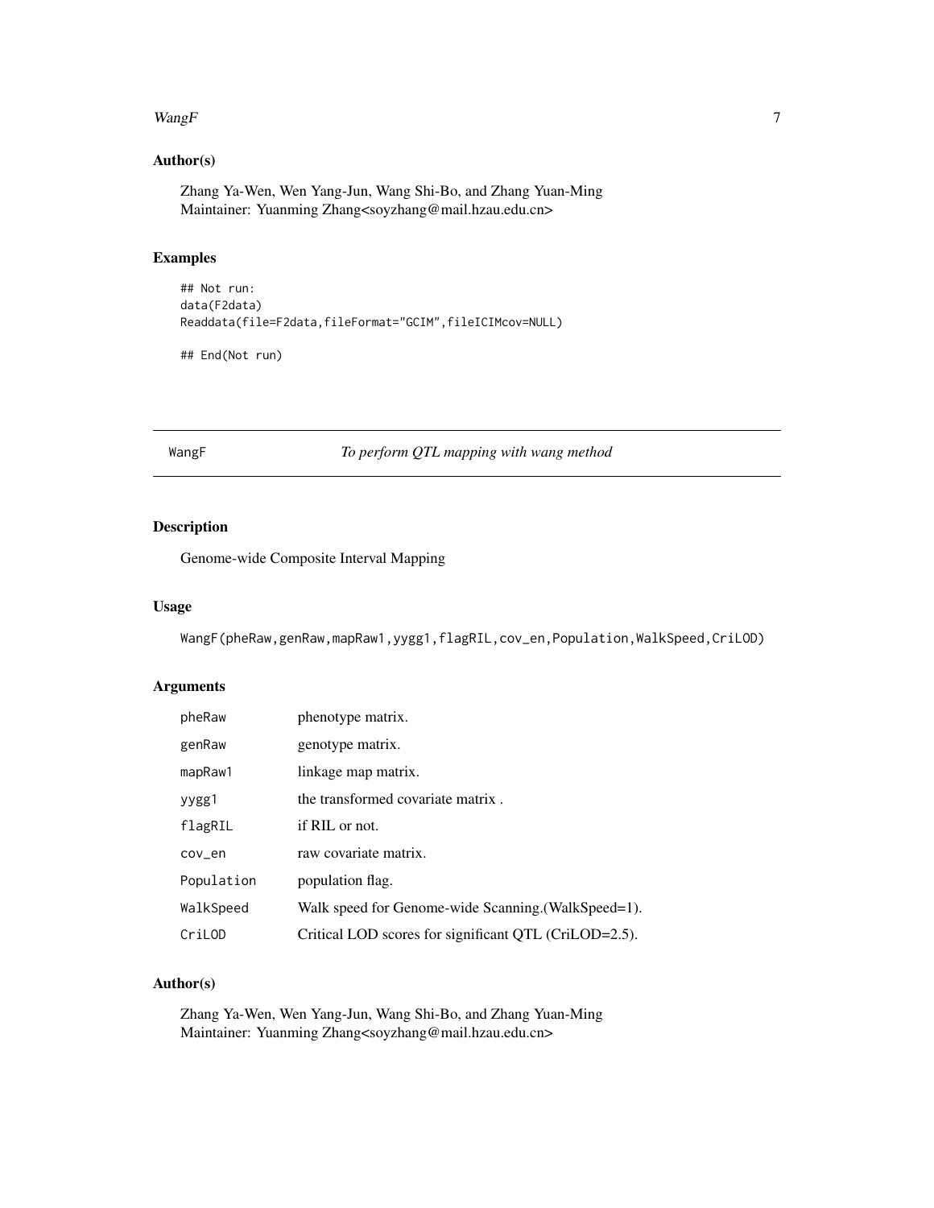## Author(s)

Zhang Ya-Wen, Wen Yang-Jun, Wang Shi-Bo, and Zhang Yuan-Ming
Maintainer: Yuanming Zhang<soyzhang@mail.hzau.edu.cn>

## Examples

```
## Not run:
data(F2data)
Readdata(file=F2data,fileFormat="GCIM",fileICIMcov=NULL)

## End(Not run)
```

---

# WangF — *To perform QTL mapping with wang method*

## Description

Genome-wide Composite Interval Mapping

## Usage

```
WangF(pheRaw,genRaw,mapRaw1,yygg1,flagRIL,cov_en,Population,WalkSpeed,CriLOD)
```

## Arguments

| | |
|---|---|
| pheRaw | phenotype matrix. |
| genRaw | genotype matrix. |
| mapRaw1 | linkage map matrix. |
| yygg1 | the transformed covariate matrix . |
| flagRIL | if RIL or not. |
| cov_en | raw covariate matrix. |
| Population | population flag. |
| WalkSpeed | Walk speed for Genome-wide Scanning.(WalkSpeed=1). |
| CriLOD | Critical LOD scores for significant QTL (CriLOD=2.5). |

## Author(s)

Zhang Ya-Wen, Wen Yang-Jun, Wang Shi-Bo, and Zhang Yuan-Ming
Maintainer: Yuanming Zhang<soyzhang@mail.hzau.edu.cn>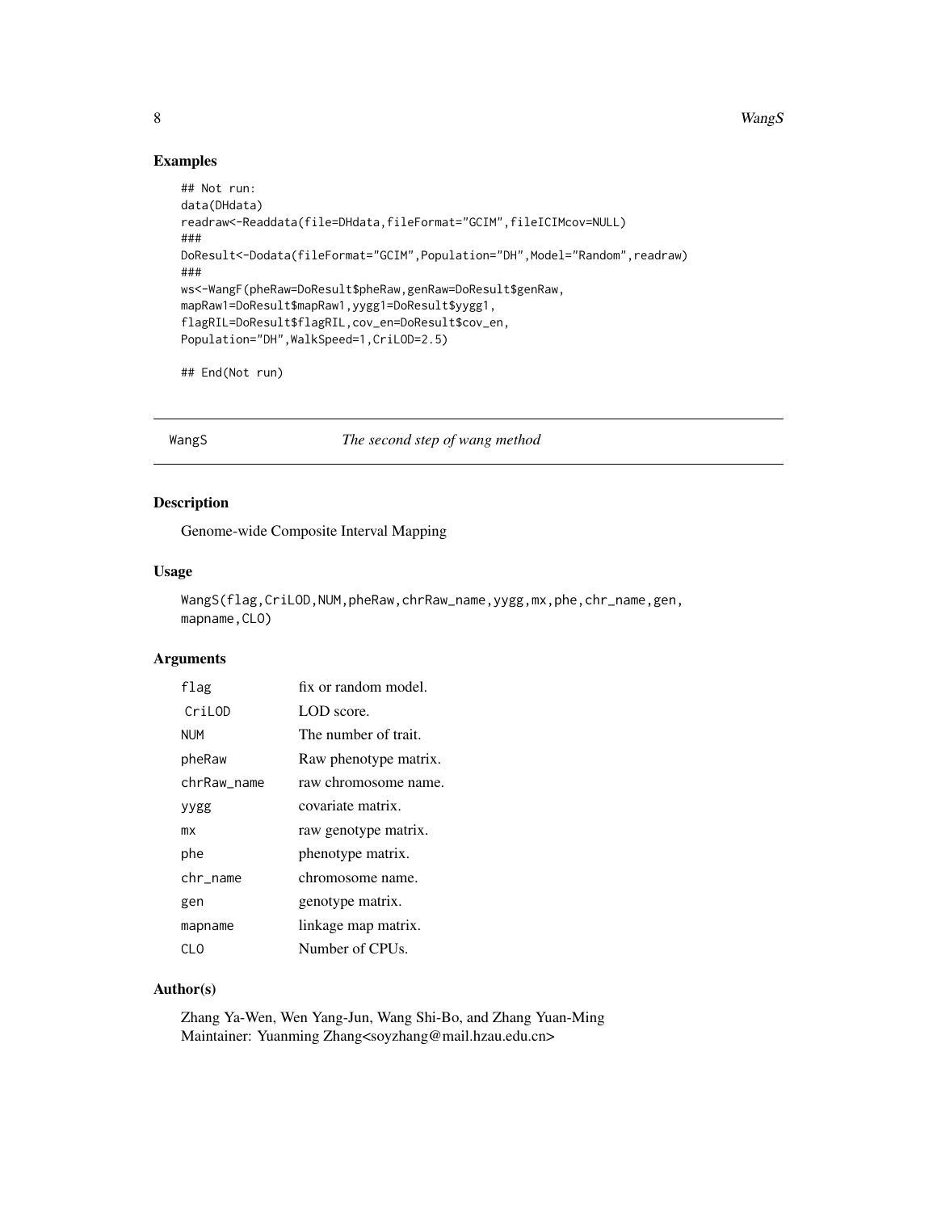## Examples

```
## Not run:
data(DHdata)
readraw<-Readdata(file=DHdata,fileFormat="GCIM",fileICIMcov=NULL)
###
DoResult<-Dodata(fileFormat="GCIM",Population="DH",Model="Random",readraw)
###
ws<-WangF(pheRaw=DoResult$pheRaw,genRaw=DoResult$genRaw,
mapRaw1=DoResult$mapRaw1,yygg1=DoResult$yygg1,
flagRIL=DoResult$flagRIL,cov_en=DoResult$cov_en,
Population="DH",WalkSpeed=1,CriLOD=2.5)

## End(Not run)
```

---

# WangS — *The second step of wang method*

## Description

Genome-wide Composite Interval Mapping

## Usage

```
WangS(flag,CriLOD,NUM,pheRaw,chrRaw_name,yygg,mx,phe,chr_name,gen,
mapname,CLO)
```

## Arguments

| | |
|---|---|
| flag | fix or random model. |
| CriLOD | LOD score. |
| NUM | The number of trait. |
| pheRaw | Raw phenotype matrix. |
| chrRaw_name | raw chromosome name. |
| yygg | covariate matrix. |
| mx | raw genotype matrix. |
| phe | phenotype matrix. |
| chr_name | chromosome name. |
| gen | genotype matrix. |
| mapname | linkage map matrix. |
| CLO | Number of CPUs. |

## Author(s)

Zhang Ya-Wen, Wen Yang-Jun, Wang Shi-Bo, and Zhang Yuan-Ming
Maintainer: Yuanming Zhang<soyzhang@mail.hzau.edu.cn>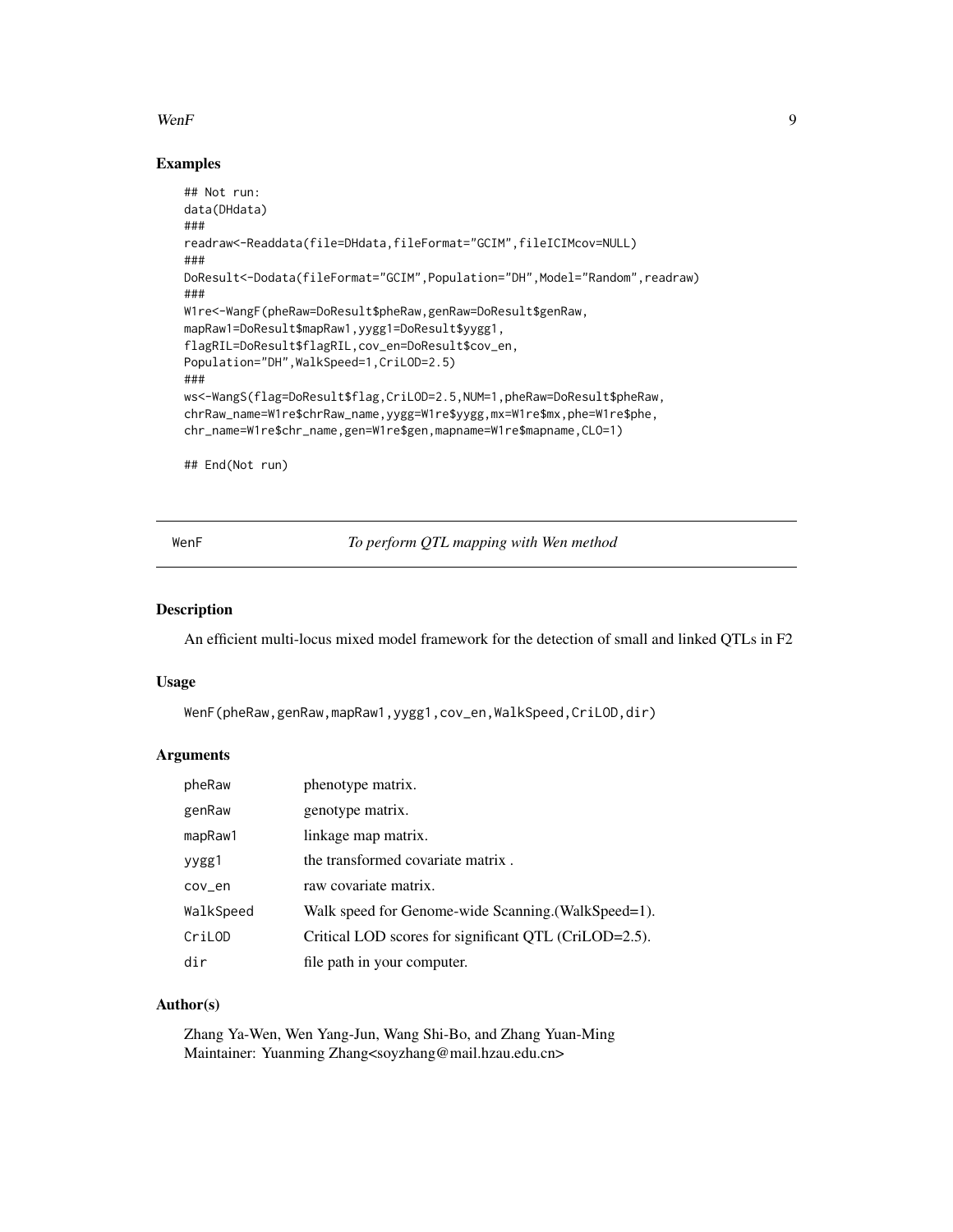## Examples

```
## Not run:
data(DHdata)
###
readraw<-Readdata(file=DHdata,fileFormat="GCIM",fileICIMcov=NULL)
###
DoResult<-Dodata(fileFormat="GCIM",Population="DH",Model="Random",readraw)
###
W1re<-WangF(pheRaw=DoResult$pheRaw,genRaw=DoResult$genRaw,
mapRaw1=DoResult$mapRaw1,yygg1=DoResult$yygg1,
flagRIL=DoResult$flagRIL,cov_en=DoResult$cov_en,
Population="DH",WalkSpeed=1,CriLOD=2.5)
###
ws<-WangS(flag=DoResult$flag,CriLOD=2.5,NUM=1,pheRaw=DoResult$pheRaw,
chrRaw_name=W1re$chrRaw_name,yygg=W1re$yygg,mx=W1re$mx,phe=W1re$phe,
chr_name=W1re$chr_name,gen=W1re$gen,mapname=W1re$mapname,CLO=1)

## End(Not run)
```

---

# WenF — *To perform QTL mapping with Wen method*

## Description

An efficient multi-locus mixed model framework for the detection of small and linked QTLs in F2

## Usage

```
WenF(pheRaw,genRaw,mapRaw1,yygg1,cov_en,WalkSpeed,CriLOD,dir)
```

## Arguments

| | |
|---|---|
| `pheRaw` | phenotype matrix. |
| `genRaw` | genotype matrix. |
| `mapRaw1` | linkage map matrix. |
| `yygg1` | the transformed covariate matrix . |
| `cov_en` | raw covariate matrix. |
| `WalkSpeed` | Walk speed for Genome-wide Scanning.(WalkSpeed=1). |
| `CriLOD` | Critical LOD scores for significant QTL (CriLOD=2.5). |
| `dir` | file path in your computer. |

## Author(s)

Zhang Ya-Wen, Wen Yang-Jun, Wang Shi-Bo, and Zhang Yuan-Ming
Maintainer: Yuanming Zhang<soyzhang@mail.hzau.edu.cn>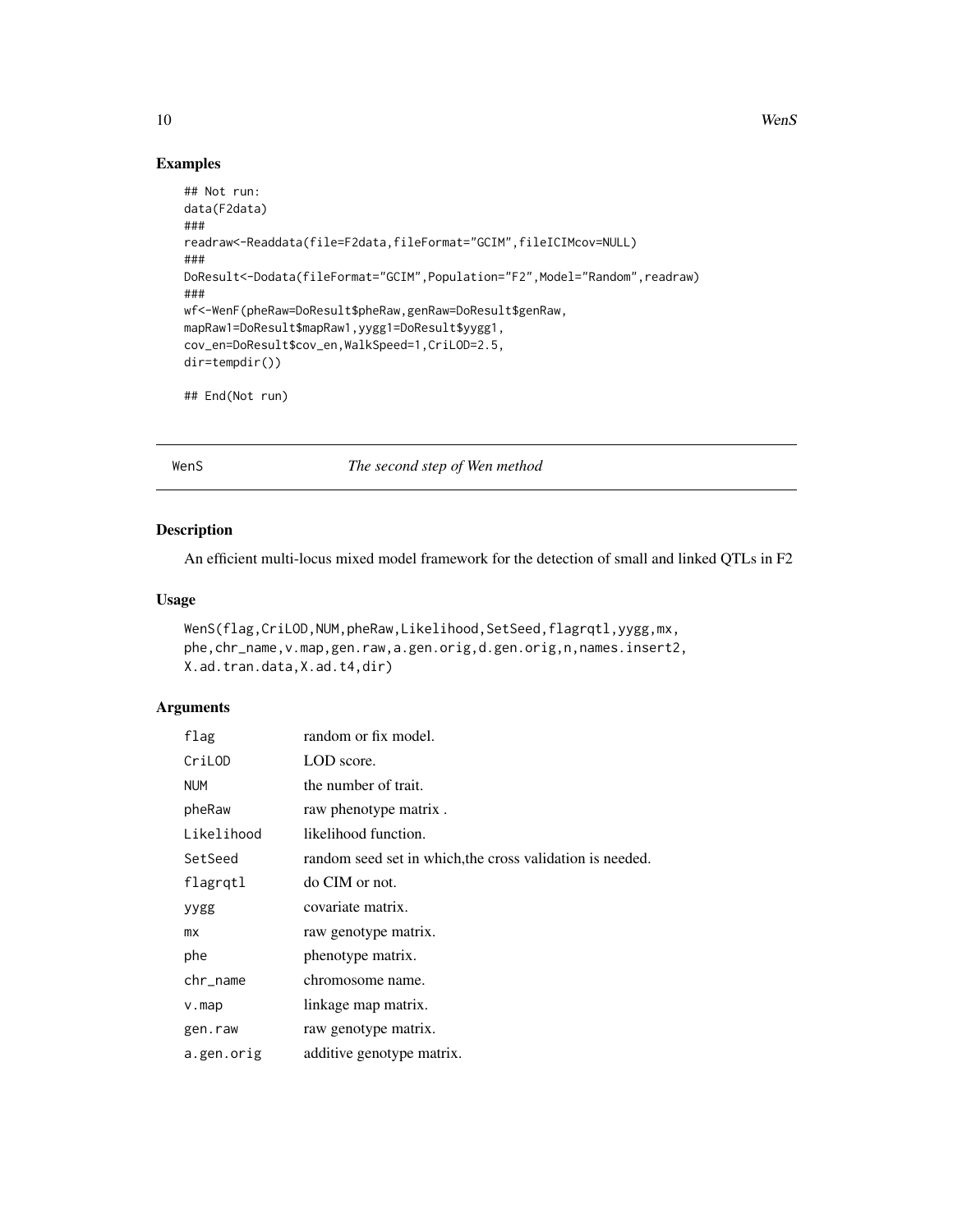## Examples

```
## Not run:
data(F2data)
###
readraw<-Readdata(file=F2data,fileFormat="GCIM",fileICIMcov=NULL)
###
DoResult<-Dodata(fileFormat="GCIM",Population="F2",Model="Random",readraw)
###
wf<-WenF(pheRaw=DoResult$pheRaw,genRaw=DoResult$genRaw,
mapRaw1=DoResult$mapRaw1,yygg1=DoResult$yygg1,
cov_en=DoResult$cov_en,WalkSpeed=1,CriLOD=2.5,
dir=tempdir())

## End(Not run)
```

---

# WenS *The second step of Wen method*

## Description

An efficient multi-locus mixed model framework for the detection of small and linked QTLs in F2

## Usage

```
WenS(flag,CriLOD,NUM,pheRaw,Likelihood,SetSeed,flagrqtl,yygg,mx,
phe,chr_name,v.map,gen.raw,a.gen.orig,d.gen.orig,n,names.insert2,
X.ad.tran.data,X.ad.t4,dir)
```

## Arguments

| | |
|---|---|
| flag | random or fix model. |
| CriLOD | LOD score. |
| NUM | the number of trait. |
| pheRaw | raw phenotype matrix . |
| Likelihood | likelihood function. |
| SetSeed | random seed set in which,the cross validation is needed. |
| flagrqtl | do CIM or not. |
| yygg | covariate matrix. |
| mx | raw genotype matrix. |
| phe | phenotype matrix. |
| chr_name | chromosome name. |
| v.map | linkage map matrix. |
| gen.raw | raw genotype matrix. |
| a.gen.orig | additive genotype matrix. |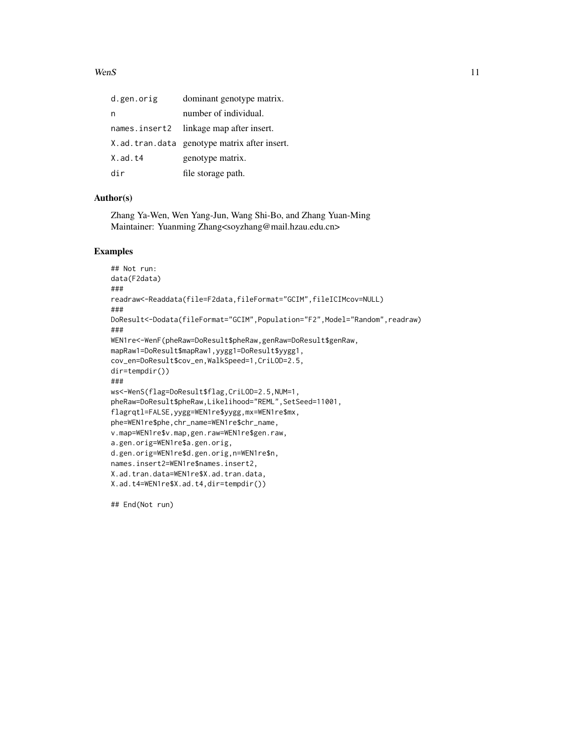| | |
|---|---|
| d.gen.orig | dominant genotype matrix. |
| n | number of individual. |
| names.insert2 | linkage map after insert. |
| X.ad.tran.data | genotype matrix after insert. |
| X.ad.t4 | genotype matrix. |
| dir | file storage path. |

## Author(s)

Zhang Ya-Wen, Wen Yang-Jun, Wang Shi-Bo, and Zhang Yuan-Ming
Maintainer: Yuanming Zhang<soyzhang@mail.hzau.edu.cn>

## Examples

```
## Not run:
data(F2data)
###
readraw<-Readdata(file=F2data,fileFormat="GCIM",fileICIMcov=NULL)
###
DoResult<-Dodata(fileFormat="GCIM",Population="F2",Model="Random",readraw)
###
WEN1re<-WenF(pheRaw=DoResult$pheRaw,genRaw=DoResult$genRaw,
mapRaw1=DoResult$mapRaw1,yygg1=DoResult$yygg1,
cov_en=DoResult$cov_en,WalkSpeed=1,CriLOD=2.5,
dir=tempdir())
###
ws<-WenS(flag=DoResult$flag,CriLOD=2.5,NUM=1,
pheRaw=DoResult$pheRaw,Likelihood="REML",SetSeed=11001,
flagrqtl=FALSE,yygg=WEN1re$yygg,mx=WEN1re$mx,
phe=WEN1re$phe,chr_name=WEN1re$chr_name,
v.map=WEN1re$v.map,gen.raw=WEN1re$gen.raw,
a.gen.orig=WEN1re$a.gen.orig,
d.gen.orig=WEN1re$d.gen.orig,n=WEN1re$n,
names.insert2=WEN1re$names.insert2,
X.ad.tran.data=WEN1re$X.ad.tran.data,
X.ad.t4=WEN1re$X.ad.t4,dir=tempdir())

## End(Not run)
```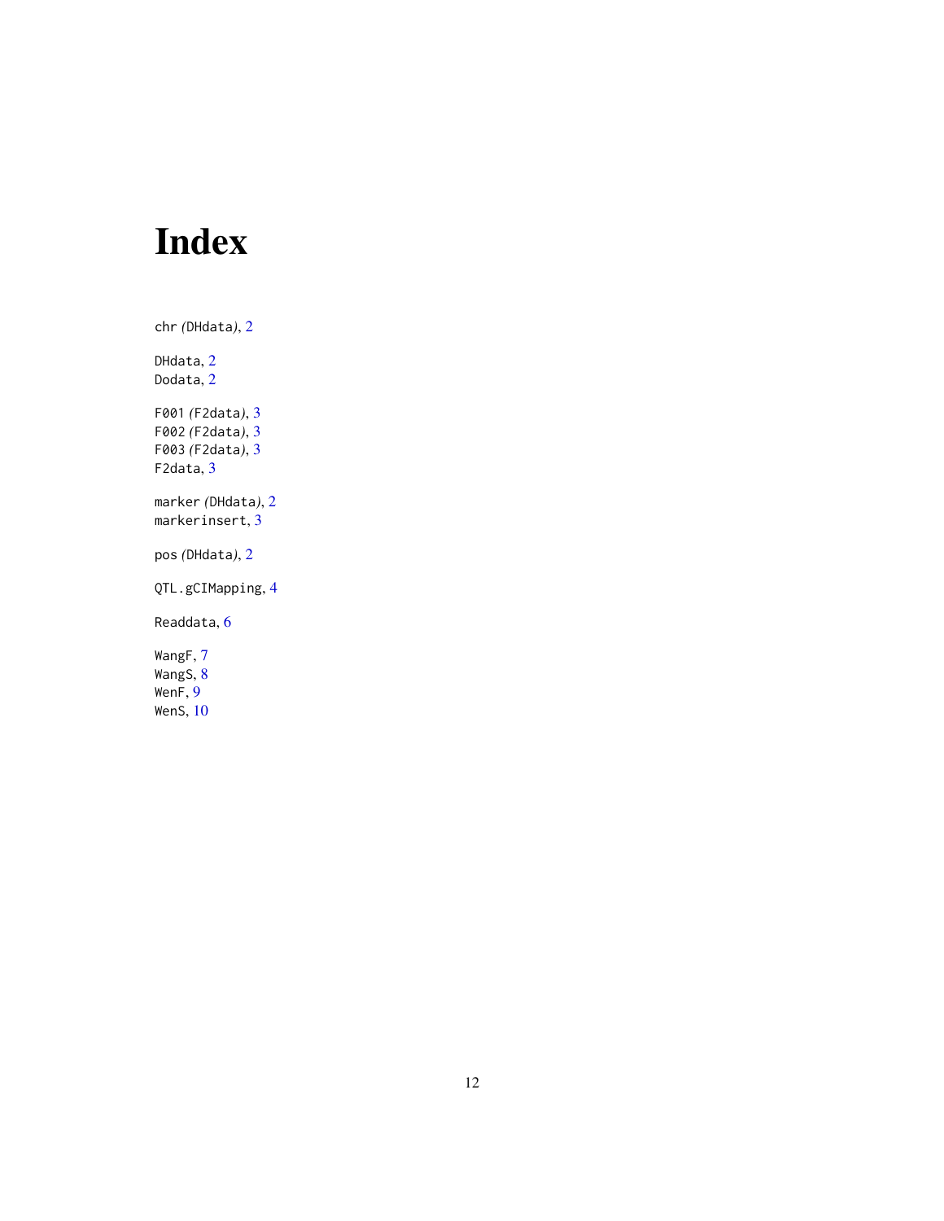# Index

chr *(*DHdata*)*, 2

DHdata, 2
Dodata, 2

F001 *(*F2data*)*, 3
F002 *(*F2data*)*, 3
F003 *(*F2data*)*, 3
F2data, 3

marker *(*DHdata*)*, 2
markerinsert, 3

pos *(*DHdata*)*, 2

QTL.gCIMapping, 4

Readdata, 6

WangF, 7
WangS, 8
WenF, 9
WenS, 10